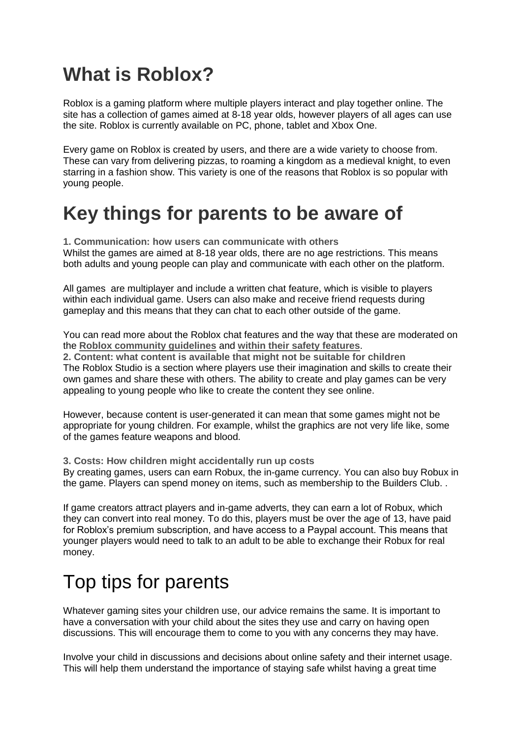# What is Roblox?

Roblox is a gaming platform where multiple players interact and play together online. The site has a collection of games aimed at 8-18 year olds, however players of all ages can use the site. Roblox is currently available on PC, phone, tablet and Xbox One.

Every game on Roblox is created by users, and there are a wide variety to choose from. These can vary from delivering pizzas, to roaming a kingdom as a medieval knight, to even starring in a fashion show. This variety is one of the reasons that Roblox is so popular with young people.

# Key things for parents to be aware of

**1. Communication: how users can communicate with others**

Whilst the games are aimed at 8-18 year olds, there are no age restrictions. This means both adults and young people can play and communicate with each other on the platform.

All games are multiplayer and include a written chat feature, which is visible to players within each individual game. Users can also make and receive friend requests during gameplay and this means that they can chat to each other outside of the game.

You can read more about the Roblox chat features and the way that these are moderated on the **Roblox community guidelines** and **within their safety features**.

**2. Content: what content is available that might not be suitable for children**

The Roblox Studio is a section where players use their imagination and skills to create their own games and share these with others. The ability to create and play games can be very appealing to young people who like to create the content they see online.

However, because content is user-generated it can mean that some games might not be appropriate for young children. For example, whilst the graphics are not very life like, some of the games feature weapons and blood.

**3. Costs: How children might accidentally run up costs**

By creating games, users can earn Robux, the in-game currency. You can also buy Robux in the game. Players can spend money on items, such as membership to the Builders Club. .

If game creators attract players and in-game adverts, they can earn a lot of Robux, which they can convert into real money. To do this, players must be over the age of 13, have paid for Roblox's premium subscription, and have access to a Paypal account. This means that younger players would need to talk to an adult to be able to exchange their Robux for real money.

# Top tips for parents

Whatever gaming sites your children use, our advice remains the same. It is important to have a conversation with your child about the sites they use and carry on having open discussions. This will encourage them to come to you with any concerns they may have.

Involve your child in discussions and decisions about online safety and their internet usage. This will help them understand the importance of staying safe whilst having a great time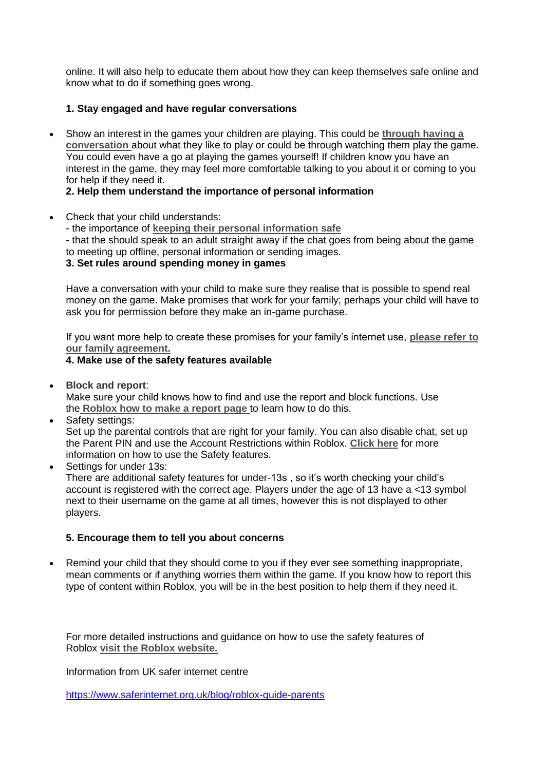online. It will also help to educate them about how they can keep themselves safe online and know what to do if something goes wrong.

**1. Stay engaged and have regular conversations**

- Show an interest in the games your children are playing. This could be **through having a conversation** about what they like to play or could be through watching them play the game. You could even have a go at playing the games yourself! If children know you have an interest in the game, they may feel more comfortable talking to you about it or coming to you for help if they need it.

**2. Help them understand the importance of personal information**

- Check that your child understands:
  - the importance of **keeping their personal information safe**
  - that the should speak to an adult straight away if the chat goes from being about the game to meeting up offline, personal information or sending images.

**3. Set rules around spending money in games**

Have a conversation with your child to make sure they realise that is possible to spend real money on the game. Make promises that work for your family; perhaps your child will have to ask you for permission before they make an in-game purchase.

If you want more help to create these promises for your family's internet use, **please refer to our family agreement.**

**4. Make use of the safety features available**

- **Block and report**:
  Make sure your child knows how to find and use the report and block functions. Use the **Roblox how to make a report page** to learn how to do this.
- Safety settings:
  Set up the parental controls that are right for your family. You can also disable chat, set up the Parent PIN and use the Account Restrictions within Roblox. **Click here** for more information on how to use the Safety features.
- Settings for under 13s:
  There are additional safety features for under-13s , so it's worth checking your child's account is registered with the correct age. Players under the age of 13 have a <13 symbol next to their username on the game at all times, however this is not displayed to other players.

**5. Encourage them to tell you about concerns**

- Remind your child that they should come to you if they ever see something inappropriate, mean comments or if anything worries them within the game. If you know how to report this type of content within Roblox, you will be in the best position to help them if they need it.

For more detailed instructions and guidance on how to use the safety features of Roblox **visit the Roblox website.**

Information from UK safer internet centre

https://www.saferinternet.org.uk/blog/roblox-guide-parents